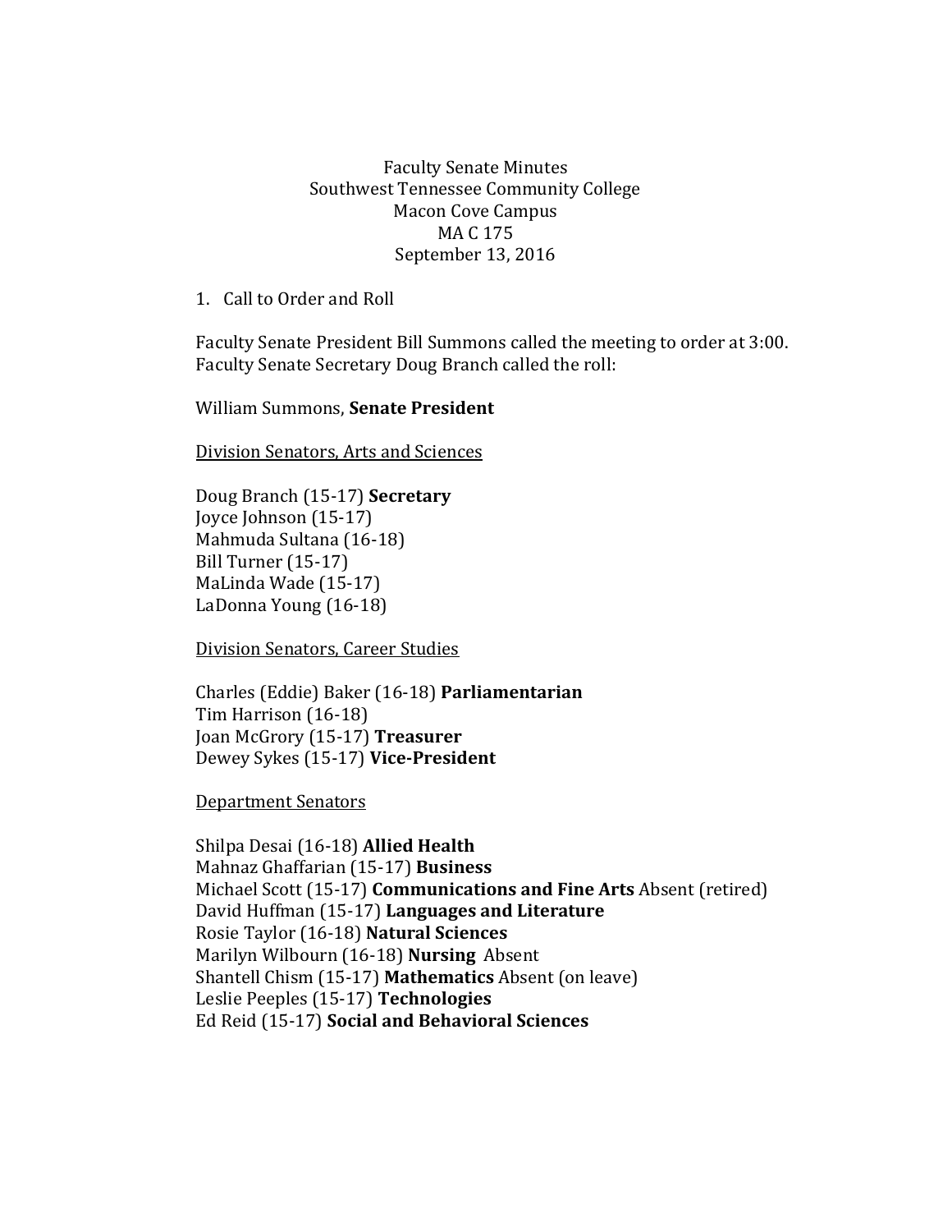Faculty Senate Minutes
Southwest Tennessee Community College
Macon Cove Campus
MA C 175
September 13, 2016

1. Call to Order and Roll

Faculty Senate President Bill Summons called the meeting to order at 3:00. Faculty Senate Secretary Doug Branch called the roll:

William Summons, **Senate President**

<u>Division Senators, Arts and Sciences</u>

Doug Branch (15-17) **Secretary**
Joyce Johnson (15-17)
Mahmuda Sultana (16-18)
Bill Turner (15-17)
MaLinda Wade (15-17)
LaDonna Young (16-18)

<u>Division Senators, Career Studies</u>

Charles (Eddie) Baker (16-18) **Parliamentarian**
Tim Harrison (16-18)
Joan McGrory (15-17) **Treasurer**
Dewey Sykes (15-17) **Vice-President**

<u>Department Senators</u>

Shilpa Desai (16-18) **Allied Health**
Mahnaz Ghaffarian (15-17) **Business**
Michael Scott (15-17) **Communications and Fine Arts** Absent (retired)
David Huffman (15-17) **Languages and Literature**
Rosie Taylor (16-18) **Natural Sciences**
Marilyn Wilbourn (16-18) **Nursing** Absent
Shantell Chism (15-17) **Mathematics** Absent (on leave)
Leslie Peeples (15-17) **Technologies**
Ed Reid (15-17) **Social and Behavioral Sciences**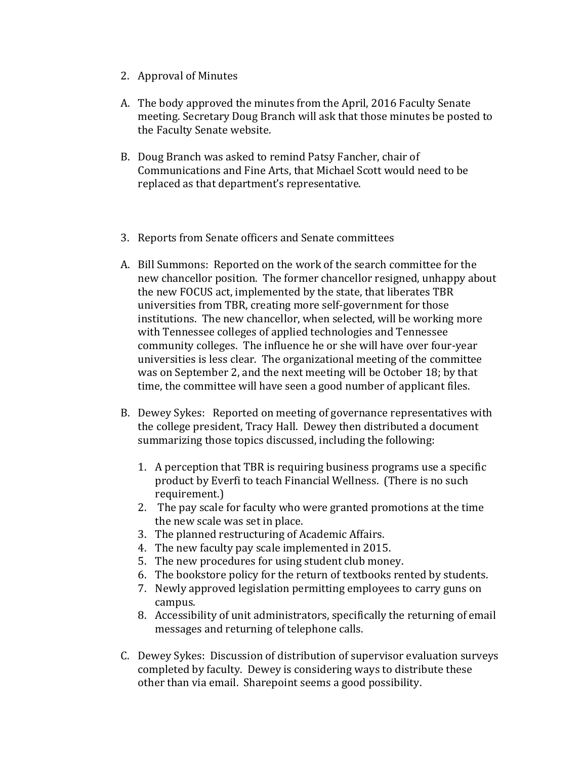2. Approval of Minutes

A. The body approved the minutes from the April, 2016 Faculty Senate meeting. Secretary Doug Branch will ask that those minutes be posted to the Faculty Senate website.

B. Doug Branch was asked to remind Patsy Fancher, chair of Communications and Fine Arts, that Michael Scott would need to be replaced as that department's representative.

3. Reports from Senate officers and Senate committees

A. Bill Summons: Reported on the work of the search committee for the new chancellor position. The former chancellor resigned, unhappy about the new FOCUS act, implemented by the state, that liberates TBR universities from TBR, creating more self-government for those institutions. The new chancellor, when selected, will be working more with Tennessee colleges of applied technologies and Tennessee community colleges. The influence he or she will have over four-year universities is less clear. The organizational meeting of the committee was on September 2, and the next meeting will be October 18; by that time, the committee will have seen a good number of applicant files.

B. Dewey Sykes: Reported on meeting of governance representatives with the college president, Tracy Hall. Dewey then distributed a document summarizing those topics discussed, including the following:

   1. A perception that TBR is requiring business programs use a specific product by Everfi to teach Financial Wellness. (There is no such requirement.)
   2. The pay scale for faculty who were granted promotions at the time the new scale was set in place.
   3. The planned restructuring of Academic Affairs.
   4. The new faculty pay scale implemented in 2015.
   5. The new procedures for using student club money.
   6. The bookstore policy for the return of textbooks rented by students.
   7. Newly approved legislation permitting employees to carry guns on campus.
   8. Accessibility of unit administrators, specifically the returning of email messages and returning of telephone calls.

C. Dewey Sykes: Discussion of distribution of supervisor evaluation surveys completed by faculty. Dewey is considering ways to distribute these other than via email. Sharepoint seems a good possibility.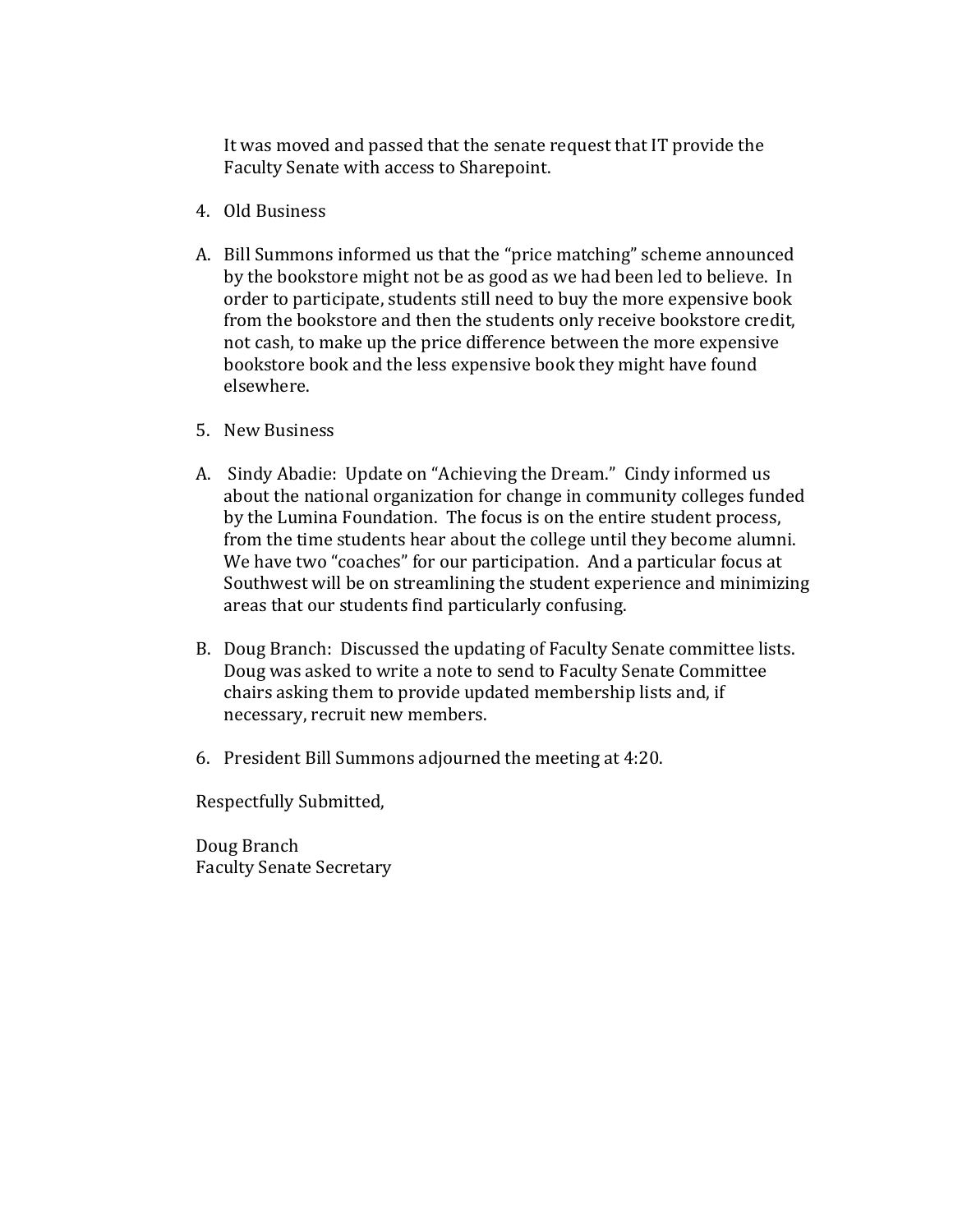It was moved and passed that the senate request that IT provide the Faculty Senate with access to Sharepoint.

4. Old Business

A. Bill Summons informed us that the "price matching" scheme announced by the bookstore might not be as good as we had been led to believe. In order to participate, students still need to buy the more expensive book from the bookstore and then the students only receive bookstore credit, not cash, to make up the price difference between the more expensive bookstore book and the less expensive book they might have found elsewhere.

5. New Business

A. Sindy Abadie: Update on "Achieving the Dream." Cindy informed us about the national organization for change in community colleges funded by the Lumina Foundation. The focus is on the entire student process, from the time students hear about the college until they become alumni. We have two "coaches" for our participation. And a particular focus at Southwest will be on streamlining the student experience and minimizing areas that our students find particularly confusing.

B. Doug Branch: Discussed the updating of Faculty Senate committee lists. Doug was asked to write a note to send to Faculty Senate Committee chairs asking them to provide updated membership lists and, if necessary, recruit new members.

6. President Bill Summons adjourned the meeting at 4:20.

Respectfully Submitted,

Doug Branch
Faculty Senate Secretary